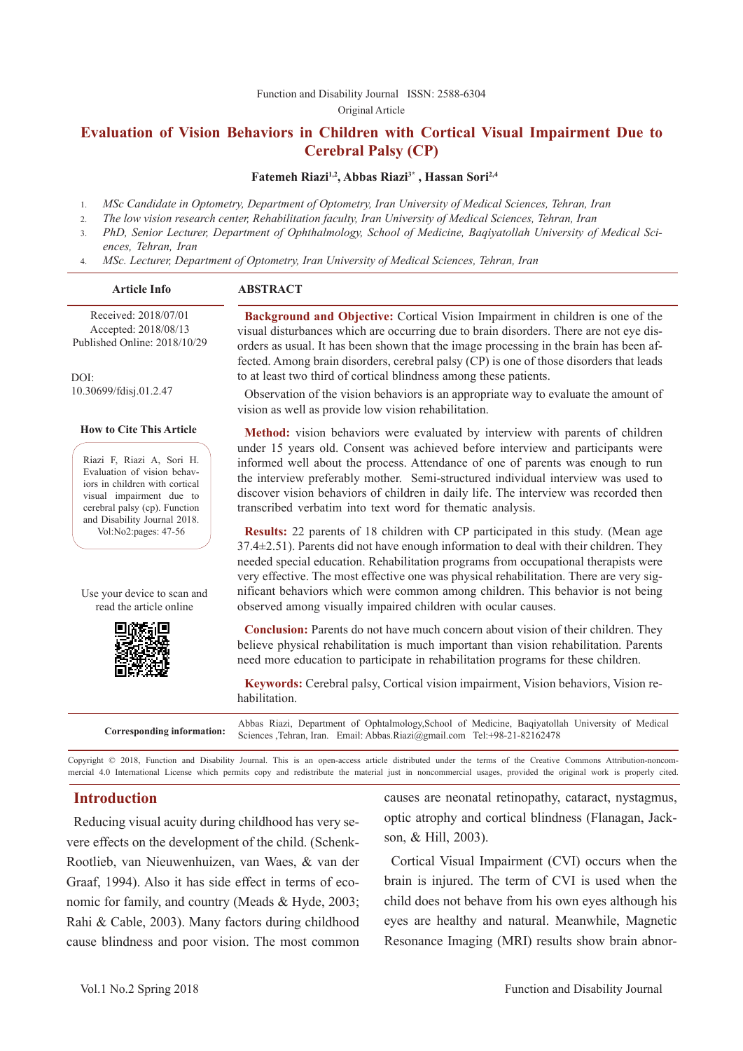Function and Disability Journal ISSN: 2588-6304

Original Article

# Evaluation of Vision Behaviors in Children with Cortical Visual Impairment Due to Cerebral Palsy (CP)

**Fatemeh Riazi[1,2], Abbas Riazi[3*] , Hassan Sori[2,4]**

1. *MSc Candidate in Optometry, Department of Optometry, Iran University of Medical Sciences, Tehran, Iran*
2. *The low vision research center, Rehabilitation faculty, Iran University of Medical Sciences, Tehran, Iran*
3. *PhD, Senior Lecturer, Department of Ophthalmology, School of Medicine, Baqiyatollah University of Medical Sciences, Tehran, Iran*
4. *MSc. Lecturer, Department of Optometry, Iran University of Medical Sciences, Tehran, Iran*

**Article Info**

Received: 2018/07/01
Accepted: 2018/08/13
Published Online: 2018/10/29

DOI:
10.30699/fdisj.01.2.47

**How to Cite This Article**

Riazi F, Riazi A, Sori H. Evaluation of vision behaviors in children with cortical visual impairment due to cerebral palsy (cp). Function and Disability Journal 2018. Vol:No2:pages: 47-56

Use your device to scan and read the article online

## ABSTRACT

**Background and Objective:** Cortical Vision Impairment in children is one of the visual disturbances which are occurring due to brain disorders. There are not eye disorders as usual. It has been shown that the image processing in the brain has been affected. Among brain disorders, cerebral palsy (CP) is one of those disorders that leads to at least two third of cortical blindness among these patients.

Observation of the vision behaviors is an appropriate way to evaluate the amount of vision as well as provide low vision rehabilitation.

**Method:** vision behaviors were evaluated by interview with parents of children under 15 years old. Consent was achieved before interview and participants were informed well about the process. Attendance of one of parents was enough to run the interview preferably mother. Semi-structured individual interview was used to discover vision behaviors of children in daily life. The interview was recorded then transcribed verbatim into text word for thematic analysis.

**Results:** 22 parents of 18 children with CP participated in this study. (Mean age 37.4±2.51). Parents did not have enough information to deal with their children. They needed special education. Rehabilitation programs from occupational therapists were very effective. The most effective one was physical rehabilitation. There are very significant behaviors which were common among children. This behavior is not being observed among visually impaired children with ocular causes.

**Conclusion:** Parents do not have much concern about vision of their children. They believe physical rehabilitation is much important than vision rehabilitation. Parents need more education to participate in rehabilitation programs for these children.

**Keywords:** Cerebral palsy, Cortical vision impairment, Vision behaviors, Vision rehabilitation.

**Corresponding information:** Abbas Riazi, Department of Ophtalmology,School of Medicine, Baqiyatollah University of Medical Sciences ,Tehran, Iran. Email: Abbas.Riazi@gmail.com Tel:+98-21-82162478

Copyright © 2018, Function and Disability Journal. This is an open-access article distributed under the terms of the Creative Commons Attribution-noncommercial 4.0 International License which permits copy and redistribute the material just in noncommercial usages, provided the original work is properly cited.

## Introduction

Reducing visual acuity during childhood has very severe effects on the development of the child. (Schenk-Rootlieb, van Nieuwenhuizen, van Waes, & van der Graaf, 1994). Also it has side effect in terms of economic for family, and country (Meads & Hyde, 2003; Rahi & Cable, 2003). Many factors during childhood cause blindness and poor vision. The most common causes are neonatal retinopathy, cataract, nystagmus, optic atrophy and cortical blindness (Flanagan, Jackson, & Hill, 2003).

Cortical Visual Impairment (CVI) occurs when the brain is injured. The term of CVI is used when the child does not behave from his own eyes although his eyes are healthy and natural. Meanwhile, Magnetic Resonance Imaging (MRI) results show brain abnor-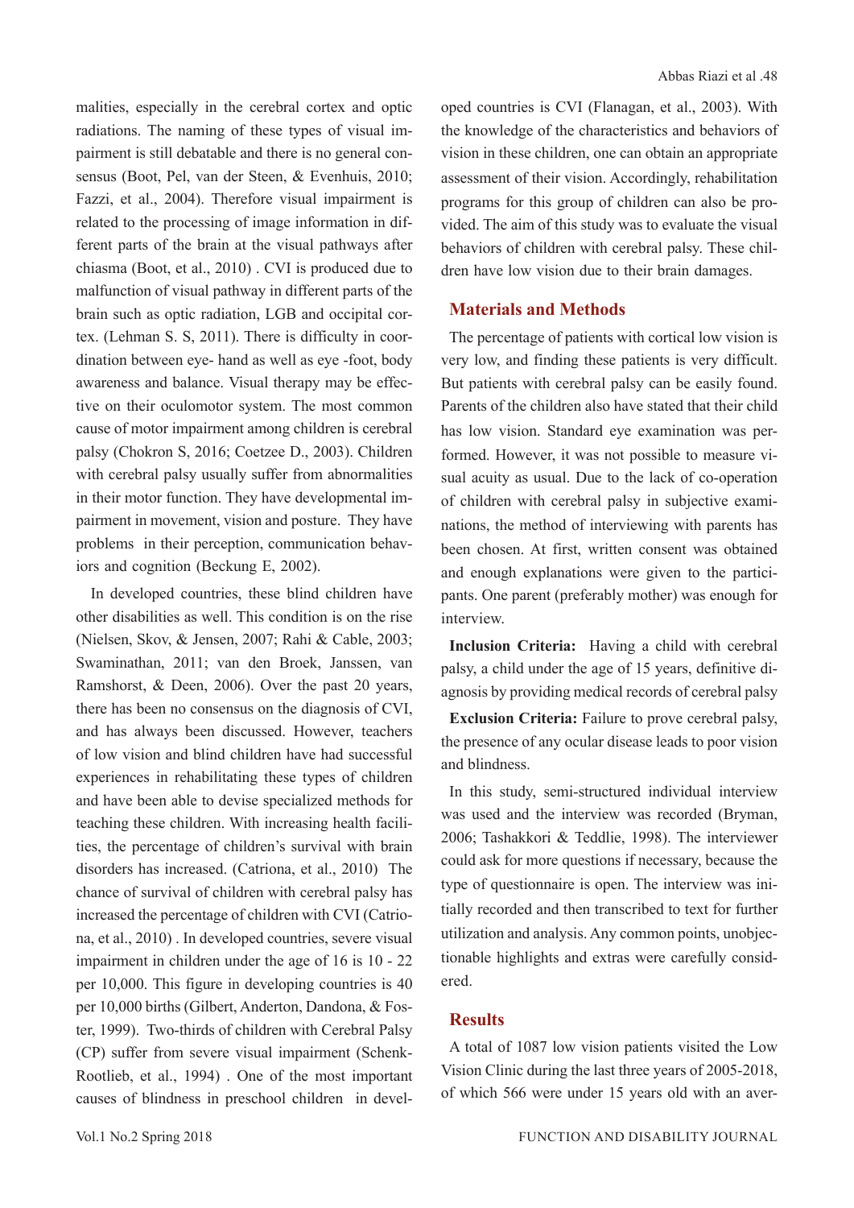malities, especially in the cerebral cortex and optic radiations. The naming of these types of visual impairment is still debatable and there is no general consensus (Boot, Pel, van der Steen, & Evenhuis, 2010; Fazzi, et al., 2004). Therefore visual impairment is related to the processing of image information in different parts of the brain at the visual pathways after chiasma (Boot, et al., 2010) . CVI is produced due to malfunction of visual pathway in different parts of the brain such as optic radiation, LGB and occipital cortex. (Lehman S. S, 2011). There is difficulty in coordination between eye- hand as well as eye -foot, body awareness and balance. Visual therapy may be effective on their oculomotor system. The most common cause of motor impairment among children is cerebral palsy (Chokron S, 2016; Coetzee D., 2003). Children with cerebral palsy usually suffer from abnormalities in their motor function. They have developmental impairment in movement, vision and posture. They have problems in their perception, communication behaviors and cognition (Beckung E, 2002).

In developed countries, these blind children have other disabilities as well. This condition is on the rise (Nielsen, Skov, & Jensen, 2007; Rahi & Cable, 2003; Swaminathan, 2011; van den Broek, Janssen, van Ramshorst, & Deen, 2006). Over the past 20 years, there has been no consensus on the diagnosis of CVI, and has always been discussed. However, teachers of low vision and blind children have had successful experiences in rehabilitating these types of children and have been able to devise specialized methods for teaching these children. With increasing health facilities, the percentage of children's survival with brain disorders has increased. (Catriona, et al., 2010) The chance of survival of children with cerebral palsy has increased the percentage of children with CVI (Catriona, et al., 2010) . In developed countries, severe visual impairment in children under the age of 16 is 10 - 22 per 10,000. This figure in developing countries is 40 per 10,000 births (Gilbert, Anderton, Dandona, & Foster, 1999). Two-thirds of children with Cerebral Palsy (CP) suffer from severe visual impairment (Schenk-Rootlieb, et al., 1994) . One of the most important causes of blindness in preschool children in developed countries is CVI (Flanagan, et al., 2003). With the knowledge of the characteristics and behaviors of vision in these children, one can obtain an appropriate assessment of their vision. Accordingly, rehabilitation programs for this group of children can also be provided. The aim of this study was to evaluate the visual behaviors of children with cerebral palsy. These children have low vision due to their brain damages.

## Materials and Methods

The percentage of patients with cortical low vision is very low, and finding these patients is very difficult. But patients with cerebral palsy can be easily found. Parents of the children also have stated that their child has low vision. Standard eye examination was performed. However, it was not possible to measure visual acuity as usual. Due to the lack of co-operation of children with cerebral palsy in subjective examinations, the method of interviewing with parents has been chosen. At first, written consent was obtained and enough explanations were given to the participants. One parent (preferably mother) was enough for interview.

**Inclusion Criteria:** Having a child with cerebral palsy, a child under the age of 15 years, definitive diagnosis by providing medical records of cerebral palsy

**Exclusion Criteria:** Failure to prove cerebral palsy, the presence of any ocular disease leads to poor vision and blindness.

In this study, semi-structured individual interview was used and the interview was recorded (Bryman, 2006; Tashakkori & Teddlie, 1998). The interviewer could ask for more questions if necessary, because the type of questionnaire is open. The interview was initially recorded and then transcribed to text for further utilization and analysis. Any common points, unobjectionable highlights and extras were carefully considered.

## Results

A total of 1087 low vision patients visited the Low Vision Clinic during the last three years of 2005-2018, of which 566 were under 15 years old with an aver-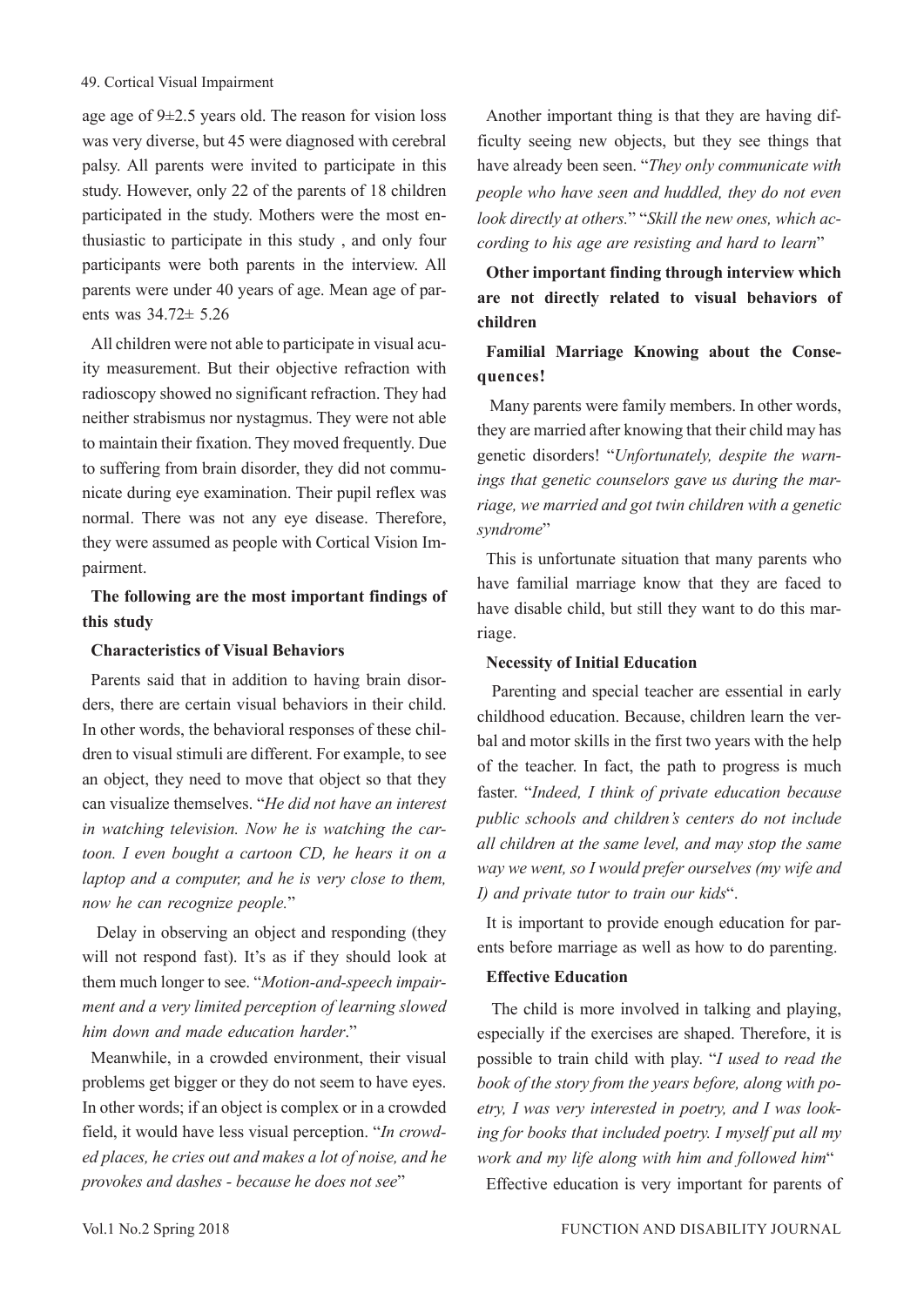age age of 9±2.5 years old. The reason for vision loss was very diverse, but 45 were diagnosed with cerebral palsy. All parents were invited to participate in this study. However, only 22 of the parents of 18 children participated in the study. Mothers were the most enthusiastic to participate in this study , and only four participants were both parents in the interview. All parents were under 40 years of age. Mean age of parents was 34.72± 5.26

All children were not able to participate in visual acuity measurement. But their objective refraction with radioscopy showed no significant refraction. They had neither strabismus nor nystagmus. They were not able to maintain their fixation. They moved frequently. Due to suffering from brain disorder, they did not communicate during eye examination. Their pupil reflex was normal. There was not any eye disease. Therefore, they were assumed as people with Cortical Vision Impairment.

**The following are the most important findings of this study**

**Characteristics of Visual Behaviors**

Parents said that in addition to having brain disorders, there are certain visual behaviors in their child. In other words, the behavioral responses of these children to visual stimuli are different. For example, to see an object, they need to move that object so that they can visualize themselves. "*He did not have an interest in watching television. Now he is watching the cartoon. I even bought a cartoon CD, he hears it on a laptop and a computer, and he is very close to them, now he can recognize people.*"

Delay in observing an object and responding (they will not respond fast). It's as if they should look at them much longer to see. "*Motion-and-speech impairment and a very limited perception of learning slowed him down and made education harder*."

Meanwhile, in a crowded environment, their visual problems get bigger or they do not seem to have eyes. In other words; if an object is complex or in a crowded field, it would have less visual perception. "*In crowded places, he cries out and makes a lot of noise, and he provokes and dashes - because he does not see*"

Another important thing is that they are having difficulty seeing new objects, but they see things that have already been seen. "*They only communicate with people who have seen and huddled, they do not even look directly at others.*" "*Skill the new ones, which according to his age are resisting and hard to learn*"

**Other important finding through interview which are not directly related to visual behaviors of children**

**Familial Marriage Knowing about the Consequences!**

Many parents were family members. In other words, they are married after knowing that their child may has genetic disorders! "*Unfortunately, despite the warnings that genetic counselors gave us during the marriage, we married and got twin children with a genetic syndrome*"

This is unfortunate situation that many parents who have familial marriage know that they are faced to have disable child, but still they want to do this marriage.

**Necessity of Initial Education**

Parenting and special teacher are essential in early childhood education. Because, children learn the verbal and motor skills in the first two years with the help of the teacher. In fact, the path to progress is much faster. "*Indeed, I think of private education because public schools and children's centers do not include all children at the same level, and may stop the same way we went, so I would prefer ourselves (my wife and I) and private tutor to train our kids*".

It is important to provide enough education for parents before marriage as well as how to do parenting.

**Effective Education**

The child is more involved in talking and playing, especially if the exercises are shaped. Therefore, it is possible to train child with play. "*I used to read the book of the story from the years before, along with poetry, I was very interested in poetry, and I was looking for books that included poetry. I myself put all my work and my life along with him and followed him*"

Effective education is very important for parents of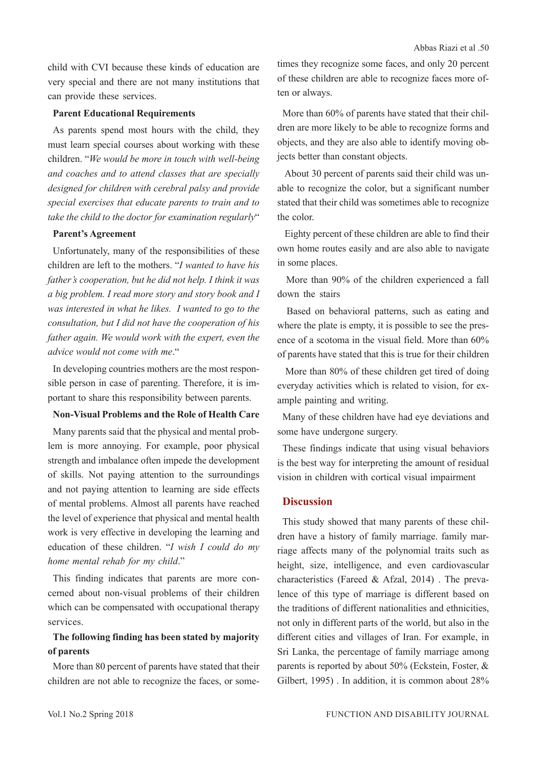child with CVI because these kinds of education are very special and there are not many institutions that can provide these services.

**Parent Educational Requirements**

As parents spend most hours with the child, they must learn special courses about working with these children. "*We would be more in touch with well-being and coaches and to attend classes that are specially designed for children with cerebral palsy and provide special exercises that educate parents to train and to take the child to the doctor for examination regularly*"

**Parent's Agreement**

Unfortunately, many of the responsibilities of these children are left to the mothers. "*I wanted to have his father's cooperation, but he did not help. I think it was a big problem. I read more story and story book and I was interested in what he likes. I wanted to go to the consultation, but I did not have the cooperation of his father again. We would work with the expert, even the advice would not come with me*."

In developing countries mothers are the most responsible person in case of parenting. Therefore, it is important to share this responsibility between parents.

**Non-Visual Problems and the Role of Health Care**

Many parents said that the physical and mental problem is more annoying. For example, poor physical strength and imbalance often impede the development of skills. Not paying attention to the surroundings and not paying attention to learning are side effects of mental problems. Almost all parents have reached the level of experience that physical and mental health work is very effective in developing the learning and education of these children. "*I wish I could do my home mental rehab for my child*."

This finding indicates that parents are more concerned about non-visual problems of their children which can be compensated with occupational therapy services.

**The following finding has been stated by majority of parents**

More than 80 percent of parents have stated that their children are not able to recognize the faces, or sometimes they recognize some faces, and only 20 percent of these children are able to recognize faces more often or always.

More than 60% of parents have stated that their children are more likely to be able to recognize forms and objects, and they are also able to identify moving objects better than constant objects.

About 30 percent of parents said their child was unable to recognize the color, but a significant number stated that their child was sometimes able to recognize the color.

Eighty percent of these children are able to find their own home routes easily and are also able to navigate in some places.

More than 90% of the children experienced a fall down the stairs

Based on behavioral patterns, such as eating and where the plate is empty, it is possible to see the presence of a scotoma in the visual field. More than 60% of parents have stated that this is true for their children

More than 80% of these children get tired of doing everyday activities which is related to vision, for example painting and writing.

Many of these children have had eye deviations and some have undergone surgery.

These findings indicate that using visual behaviors is the best way for interpreting the amount of residual vision in children with cortical visual impairment

## Discussion

This study showed that many parents of these children have a history of family marriage. family marriage affects many of the polynomial traits such as height, size, intelligence, and even cardiovascular characteristics (Fareed & Afzal, 2014) . The prevalence of this type of marriage is different based on the traditions of different nationalities and ethnicities, not only in different parts of the world, but also in the different cities and villages of Iran. For example, in Sri Lanka, the percentage of family marriage among parents is reported by about 50% (Eckstein, Foster, & Gilbert, 1995) . In addition, it is common about 28%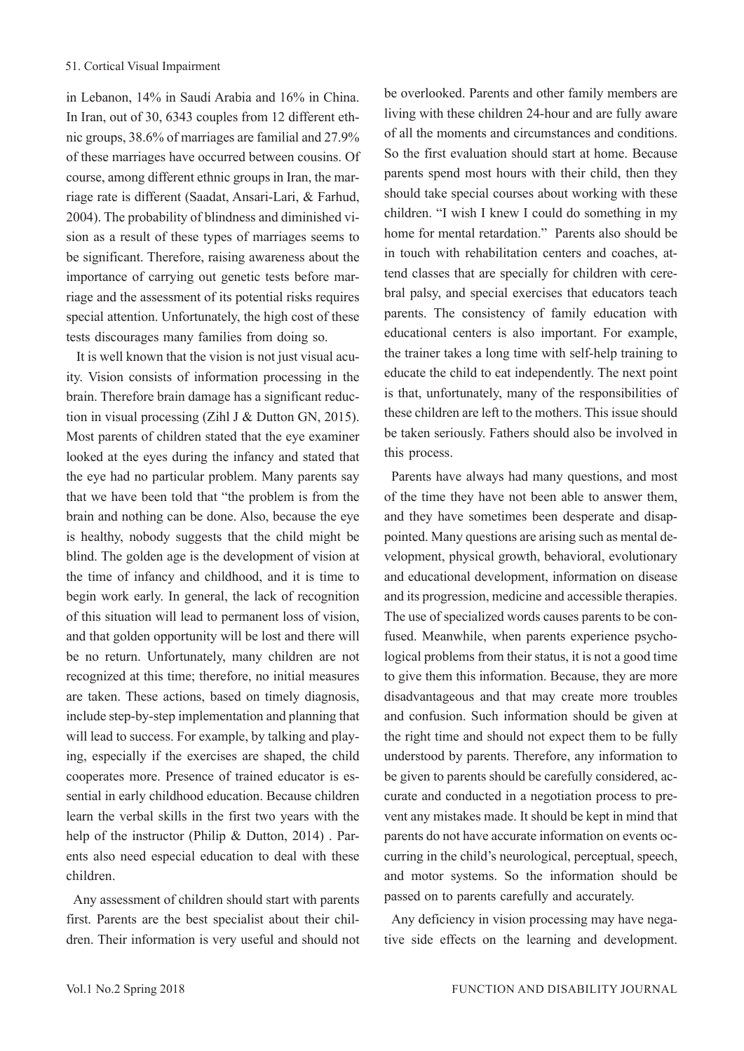in Lebanon, 14% in Saudi Arabia and 16% in China. In Iran, out of 30, 6343 couples from 12 different ethnic groups, 38.6% of marriages are familial and 27.9% of these marriages have occurred between cousins. Of course, among different ethnic groups in Iran, the marriage rate is different (Saadat, Ansari-Lari, & Farhud, 2004). The probability of blindness and diminished vision as a result of these types of marriages seems to be significant. Therefore, raising awareness about the importance of carrying out genetic tests before marriage and the assessment of its potential risks requires special attention. Unfortunately, the high cost of these tests discourages many families from doing so.

It is well known that the vision is not just visual acuity. Vision consists of information processing in the brain. Therefore brain damage has a significant reduction in visual processing (Zihl J & Dutton GN, 2015). Most parents of children stated that the eye examiner looked at the eyes during the infancy and stated that the eye had no particular problem. Many parents say that we have been told that "the problem is from the brain and nothing can be done. Also, because the eye is healthy, nobody suggests that the child might be blind. The golden age is the development of vision at the time of infancy and childhood, and it is time to begin work early. In general, the lack of recognition of this situation will lead to permanent loss of vision, and that golden opportunity will be lost and there will be no return. Unfortunately, many children are not recognized at this time; therefore, no initial measures are taken. These actions, based on timely diagnosis, include step-by-step implementation and planning that will lead to success. For example, by talking and playing, especially if the exercises are shaped, the child cooperates more. Presence of trained educator is essential in early childhood education. Because children learn the verbal skills in the first two years with the help of the instructor (Philip & Dutton, 2014) . Parents also need especial education to deal with these children.

Any assessment of children should start with parents first. Parents are the best specialist about their children. Their information is very useful and should not be overlooked. Parents and other family members are living with these children 24-hour and are fully aware of all the moments and circumstances and conditions. So the first evaluation should start at home. Because parents spend most hours with their child, then they should take special courses about working with these children. "I wish I knew I could do something in my home for mental retardation." Parents also should be in touch with rehabilitation centers and coaches, attend classes that are specially for children with cerebral palsy, and special exercises that educators teach parents. The consistency of family education with educational centers is also important. For example, the trainer takes a long time with self-help training to educate the child to eat independently. The next point is that, unfortunately, many of the responsibilities of these children are left to the mothers. This issue should be taken seriously. Fathers should also be involved in this process.

Parents have always had many questions, and most of the time they have not been able to answer them, and they have sometimes been desperate and disappointed. Many questions are arising such as mental development, physical growth, behavioral, evolutionary and educational development, information on disease and its progression, medicine and accessible therapies. The use of specialized words causes parents to be confused. Meanwhile, when parents experience psychological problems from their status, it is not a good time to give them this information. Because, they are more disadvantageous and that may create more troubles and confusion. Such information should be given at the right time and should not expect them to be fully understood by parents. Therefore, any information to be given to parents should be carefully considered, accurate and conducted in a negotiation process to prevent any mistakes made. It should be kept in mind that parents do not have accurate information on events occurring in the child's neurological, perceptual, speech, and motor systems. So the information should be passed on to parents carefully and accurately.

Any deficiency in vision processing may have negative side effects on the learning and development.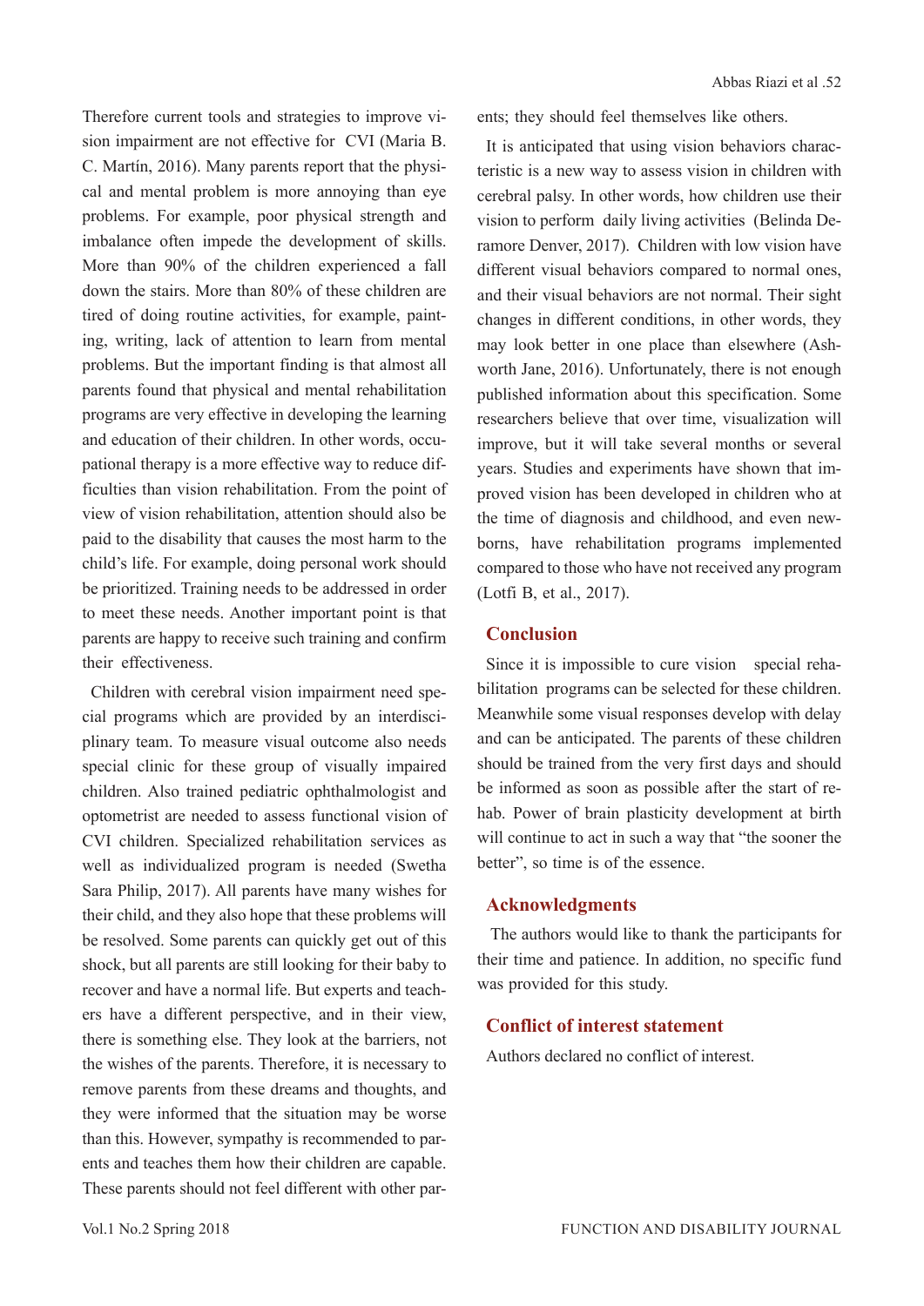Therefore current tools and strategies to improve vision impairment are not effective for CVI (Maria B. C. Martín, 2016). Many parents report that the physical and mental problem is more annoying than eye problems. For example, poor physical strength and imbalance often impede the development of skills. More than 90% of the children experienced a fall down the stairs. More than 80% of these children are tired of doing routine activities, for example, painting, writing, lack of attention to learn from mental problems. But the important finding is that almost all parents found that physical and mental rehabilitation programs are very effective in developing the learning and education of their children. In other words, occupational therapy is a more effective way to reduce difficulties than vision rehabilitation. From the point of view of vision rehabilitation, attention should also be paid to the disability that causes the most harm to the child's life. For example, doing personal work should be prioritized. Training needs to be addressed in order to meet these needs. Another important point is that parents are happy to receive such training and confirm their effectiveness.

Children with cerebral vision impairment need special programs which are provided by an interdisciplinary team. To measure visual outcome also needs special clinic for these group of visually impaired children. Also trained pediatric ophthalmologist and optometrist are needed to assess functional vision of CVI children. Specialized rehabilitation services as well as individualized program is needed (Swetha Sara Philip, 2017). All parents have many wishes for their child, and they also hope that these problems will be resolved. Some parents can quickly get out of this shock, but all parents are still looking for their baby to recover and have a normal life. But experts and teachers have a different perspective, and in their view, there is something else. They look at the barriers, not the wishes of the parents. Therefore, it is necessary to remove parents from these dreams and thoughts, and they were informed that the situation may be worse than this. However, sympathy is recommended to parents and teaches them how their children are capable. These parents should not feel different with other parents; they should feel themselves like others.

It is anticipated that using vision behaviors characteristic is a new way to assess vision in children with cerebral palsy. In other words, how children use their vision to perform daily living activities (Belinda Deramore Denver, 2017). Children with low vision have different visual behaviors compared to normal ones, and their visual behaviors are not normal. Their sight changes in different conditions, in other words, they may look better in one place than elsewhere (Ashworth Jane, 2016). Unfortunately, there is not enough published information about this specification. Some researchers believe that over time, visualization will improve, but it will take several months or several years. Studies and experiments have shown that improved vision has been developed in children who at the time of diagnosis and childhood, and even newborns, have rehabilitation programs implemented compared to those who have not received any program (Lotfi B, et al., 2017).

## Conclusion

Since it is impossible to cure vision special rehabilitation programs can be selected for these children. Meanwhile some visual responses develop with delay and can be anticipated. The parents of these children should be trained from the very first days and should be informed as soon as possible after the start of rehab. Power of brain plasticity development at birth will continue to act in such a way that "the sooner the better", so time is of the essence.

## Acknowledgments

The authors would like to thank the participants for their time and patience. In addition, no specific fund was provided for this study.

## Conflict of interest statement

Authors declared no conflict of interest.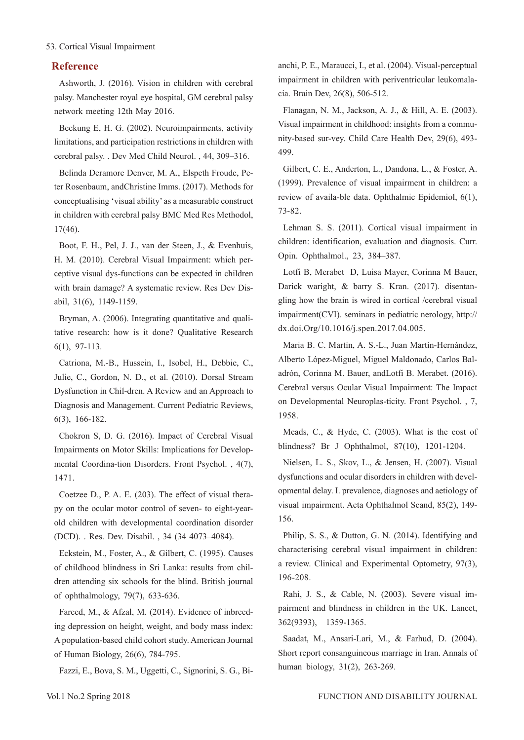## Reference

Ashworth, J. (2016). Vision in children with cerebral palsy. Manchester royal eye hospital, GM cerebral palsy network meeting 12th May 2016.

Beckung E, H. G. (2002). Neuroimpairments, activity limitations, and participation restrictions in children with cerebral palsy. . Dev Med Child Neurol. , 44, 309–316.

Belinda Deramore Denver, M. A., Elspeth Froude, Peter Rosenbaum, andChristine Imms. (2017). Methods for conceptualising 'visual ability' as a measurable construct in children with cerebral palsy BMC Med Res Methodol, 17(46).

Boot, F. H., Pel, J. J., van der Steen, J., & Evenhuis, H. M. (2010). Cerebral Visual Impairment: which perceptive visual dys-functions can be expected in children with brain damage? A systematic review. Res Dev Disabil, 31(6), 1149-1159.

Bryman, A. (2006). Integrating quantitative and qualitative research: how is it done? Qualitative Research 6(1), 97-113.

Catriona, M.-B., Hussein, I., Isobel, H., Debbie, C., Julie, C., Gordon, N. D., et al. (2010). Dorsal Stream Dysfunction in Chil-dren. A Review and an Approach to Diagnosis and Management. Current Pediatric Reviews, 6(3), 166-182.

Chokron S, D. G. (2016). Impact of Cerebral Visual Impairments on Motor Skills: Implications for Developmental Coordina-tion Disorders. Front Psychol. , 4(7), 1471.

Coetzee D., P. A. E. (203). The effect of visual therapy on the ocular motor control of seven- to eight-year-old children with developmental coordination disorder (DCD). . Res. Dev. Disabil. , 34 (34 4073–4084).

Eckstein, M., Foster, A., & Gilbert, C. (1995). Causes of childhood blindness in Sri Lanka: results from children attending six schools for the blind. British journal of ophthalmology, 79(7), 633-636.

Fareed, M., & Afzal, M. (2014). Evidence of inbreeding depression on height, weight, and body mass index: A population-based child cohort study. American Journal of Human Biology, 26(6), 784-795.

Fazzi, E., Bova, S. M., Uggetti, C., Signorini, S. G., Bianchi, P. E., Maraucci, I., et al. (2004). Visual-perceptual impairment in children with periventricular leukomalacia. Brain Dev, 26(8), 506-512.

Flanagan, N. M., Jackson, A. J., & Hill, A. E. (2003). Visual impairment in childhood: insights from a community-based sur-vey. Child Care Health Dev, 29(6), 493-499.

Gilbert, C. E., Anderton, L., Dandona, L., & Foster, A. (1999). Prevalence of visual impairment in children: a review of availa-ble data. Ophthalmic Epidemiol, 6(1), 73-82.

Lehman S. S. (2011). Cortical visual impairment in children: identification, evaluation and diagnosis. Curr. Opin. Ophthalmol., 23, 384–387.

Lotfi B, Merabet D, Luisa Mayer, Corinna M Bauer, Darick waright, & barry S. Kran. (2017). disentangling how the brain is wired in cortical /cerebral visual impairment(CVI). seminars in pediatric nerology, http://dx.doi.Org/10.1016/j.spen.2017.04.005.

Maria B. C. Martín, A. S.-L., Juan Martín-Hernández, Alberto López-Miguel, Miguel Maldonado, Carlos Baladrón, Corinna M. Bauer, andLotfi B. Merabet. (2016). Cerebral versus Ocular Visual Impairment: The Impact on Developmental Neuroplas-ticity. Front Psychol. , 7, 1958.

Meads, C., & Hyde, C. (2003). What is the cost of blindness? Br J Ophthalmol, 87(10), 1201-1204.

Nielsen, L. S., Skov, L., & Jensen, H. (2007). Visual dysfunctions and ocular disorders in children with developmental delay. I. prevalence, diagnoses and aetiology of visual impairment. Acta Ophthalmol Scand, 85(2), 149-156.

Philip, S. S., & Dutton, G. N. (2014). Identifying and characterising cerebral visual impairment in children: a review. Clinical and Experimental Optometry, 97(3), 196-208.

Rahi, J. S., & Cable, N. (2003). Severe visual impairment and blindness in children in the UK. Lancet, 362(9393), 1359-1365.

Saadat, M., Ansari-Lari, M., & Farhud, D. (2004). Short report consanguineous marriage in Iran. Annals of human biology, 31(2), 263-269.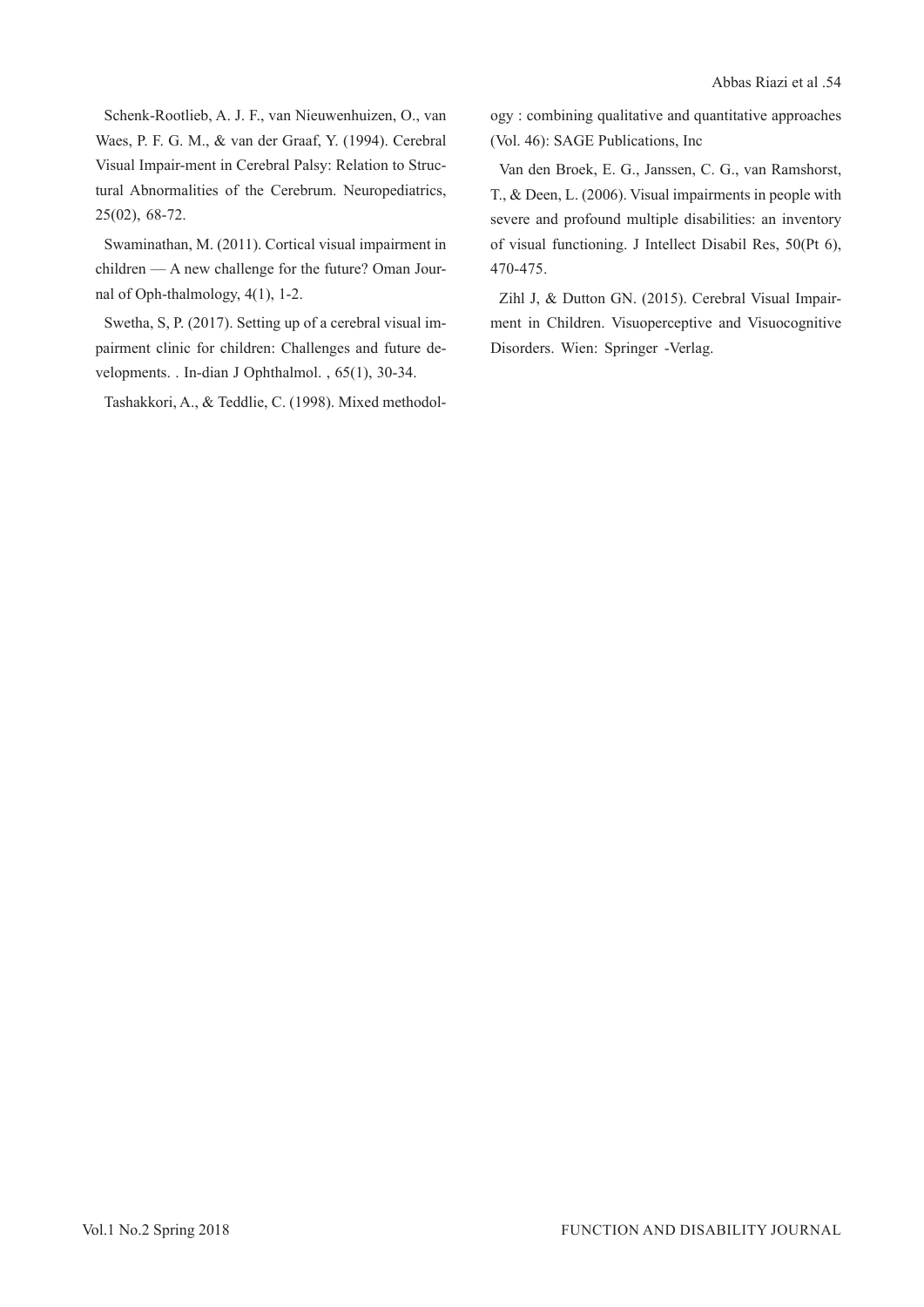Schenk-Rootlieb, A. J. F., van Nieuwenhuizen, O., van Waes, P. F. G. M., & van der Graaf, Y. (1994). Cerebral Visual Impair-ment in Cerebral Palsy: Relation to Structural Abnormalities of the Cerebrum. Neuropediatrics, 25(02), 68-72.

Swaminathan, M. (2011). Cortical visual impairment in children — A new challenge for the future? Oman Journal of Oph-thalmology, 4(1), 1-2.

Swetha, S, P. (2017). Setting up of a cerebral visual impairment clinic for children: Challenges and future developments. . In-dian J Ophthalmol. , 65(1), 30-34.

Tashakkori, A., & Teddlie, C. (1998). Mixed methodology : combining qualitative and quantitative approaches (Vol. 46): SAGE Publications, Inc

Van den Broek, E. G., Janssen, C. G., van Ramshorst, T., & Deen, L. (2006). Visual impairments in people with severe and profound multiple disabilities: an inventory of visual functioning. J Intellect Disabil Res, 50(Pt 6), 470-475.

Zihl J, & Dutton GN. (2015). Cerebral Visual Impairment in Children. Visuoperceptive and Visuocognitive Disorders. Wien: Springer -Verlag.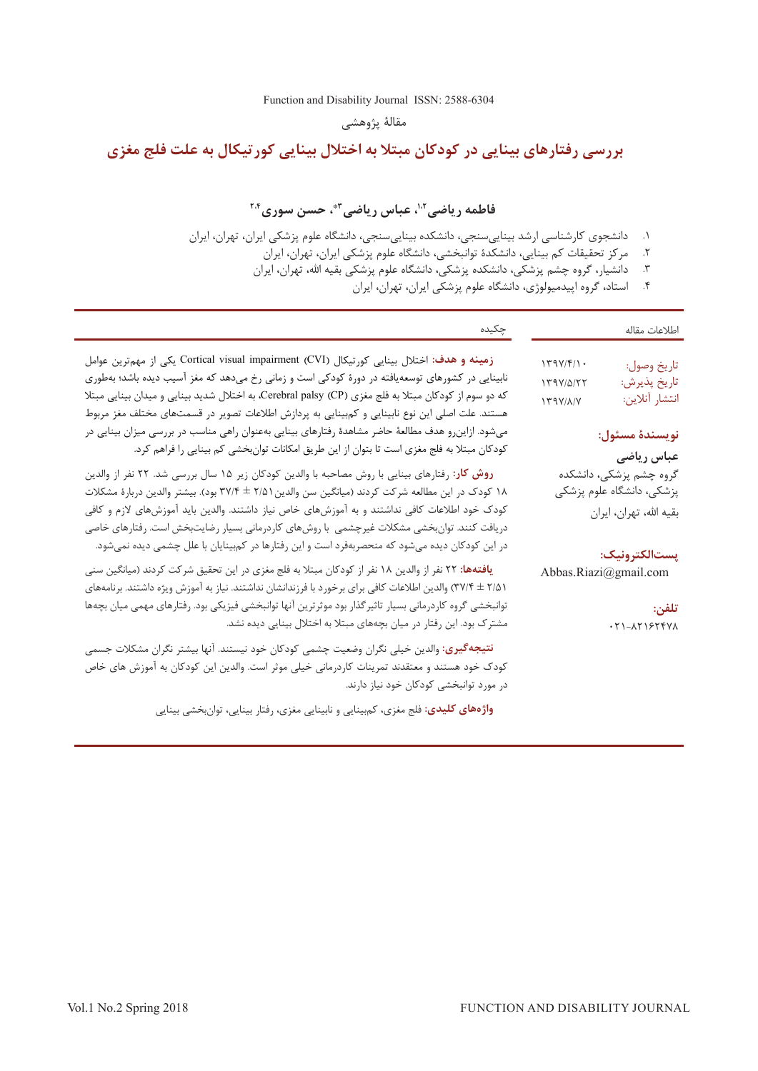مقالهٔ پژوهشی

# بررسی رفتارهای بینایی در کودکان مبتلا به اختلال بینایی کورتیکال به علت فلج مغزی

**فاطمه ریاضی[۱،۲]، عباس ریاضی[۳*]، حسن سوری[۲،۴]**

۱. دانشجوی کارشناسی ارشد بینایی‌سنجی، دانشکده بینایی‌سنجی، دانشگاه علوم پزشکی ایران، تهران، ایران
۲. مرکز تحقیقات کم بینایی، دانشکدهٔ توانبخشی، دانشگاه علوم پزشکی ایران، تهران، ایران
۳. دانشیار، گروه چشم پزشکی، دانشکده پزشکی، دانشگاه علوم پزشکی بقیه الله، تهران، ایران
۴. استاد، گروه اپیدمیولوژی، دانشگاه علوم پزشکی ایران، تهران، ایران

## اطلاعات مقاله

تاریخ وصول: ۱۳۹۷/۴/۱۰
تاریخ پذیرش: ۱۳۹۷/۵/۲۲
انتشار آنلاین: ۱۳۹۷/۸/۷

**نویسندهٔ مسئول:**

**عباس ریاضی**

گروه چشم پزشکی، دانشکده پزشکی، دانشگاه علوم پزشکی بقیه الله، تهران، ایران

**پست‌الکترونیک:**

Abbas.Riazi@gmail.com

**تلفن:**

۰۲۱-۸۲۱۶۲۴۷۸

## چکیده

**زمینه و هدف:** اختلال بینایی کورتیکال Cortical visual impairment (CVI) یکی از مهم‌ترین عوامل نابینایی در کشورهای توسعه‌یافته در دورهٔ کودکی است و زمانی رخ می‌دهد که مغز آسیب دیده باشد؛ به‌طوری که دو سوم از کودکان مبتلا به فلج مغزی Cerebral palsy (CP)، به اختلال شدید بینایی و میدان بینایی مبتلا هستند. علت اصلی این نوع نابینایی و کم‌بینایی به پردازش اطلاعات تصویر در قسمت‌های مختلف مغز مربوط می‌شود. ازاین‌رو هدف مطالعهٔ حاضر مشاهدهٔ رفتارهای بینایی به‌عنوان راهی مناسب در بررسی میزان بینایی در کودکان مبتلا به فلج مغزی است تا بتوان از این طریق امکانات توان‌بخشی کم بینایی را فراهم کرد.

**روش کار:** رفتارهای بینایی با روش مصاحبه با والدین کودکان زیر ۱۵ سال بررسی شد. ۲۲ نفر از والدین ۱۸ کودک در این مطالعه شرکت کردند (میانگین سن والدین ۲/۵۱ ± ۳۷/۴ بود). بیشتر والدین دربارهٔ مشکلات کودک خود اطلاعات کافی نداشتند و به آموزش‌های خاص نیاز داشتند. والدین باید آموزش‌های لازم و کافی دریافت کنند. توان‌بخشی مشکلات غیرچشمی با روش‌های کاردرمانی بسیار رضایت‌بخش است. رفتارهای خاصی در این کودکان دیده می‌شود که منحصربه‌فرد است و این رفتارها در کم‌بینایان با علل چشمی دیده نمی‌شود.

**یافته‌ها:** ۲۲ نفر از والدین ۱۸ نفر از کودکان مبتلا به فلج مغزی در این تحقیق شرکت کردند (میانگین سنی ۲/۵۱ ± ۳۷/۴) والدین اطلاعات کافی برای برخورد با فرزندانشان نداشتند. نیاز به آموزش ویژه داشتند. برنامه‌های توانبخشی گروه کاردرمانی بسیار تاثیرگذار بود موثرترین آنها توانبخشی فیزیکی بود. رفتارهای مهمی میان بچه‌ها مشترک بود. این رفتار در میان بچه‌های مبتلا به اختلال بینایی دیده نشد.

**نتیجه‌گیری:** والدین خیلی نگران وضعیت چشمی کودکان خود نیستند. آنها بیشتر نگران مشکلات جسمی کودک خود هستند و معتقدند تمرینات کاردرمانی خیلی موثر است. والدین این کودکان به آموزش های خاص در مورد توانبخشی کودکان خود نیاز دارند.

**واژه‌های کلیدی:** فلج مغزی، کم‌بینایی و نابینایی مغزی، رفتار بینایی، توان‌بخشی بینایی